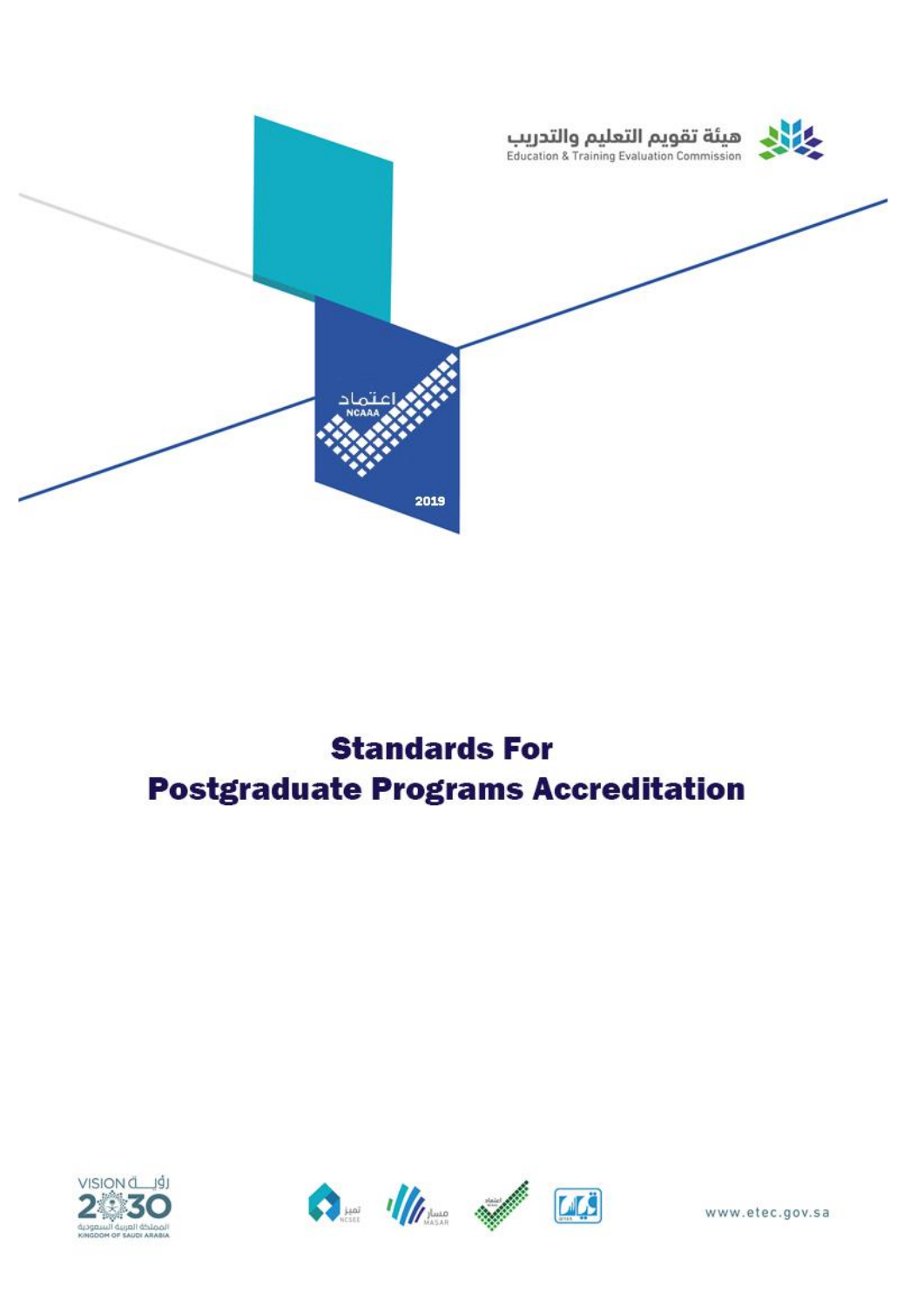هيئة تقويم التعليم والتدريب

Education & Training Evaluation Commission

اعتماد

NCAA

2019

# Standards For Postgraduate Programs Accreditation

www.etec.gov.sa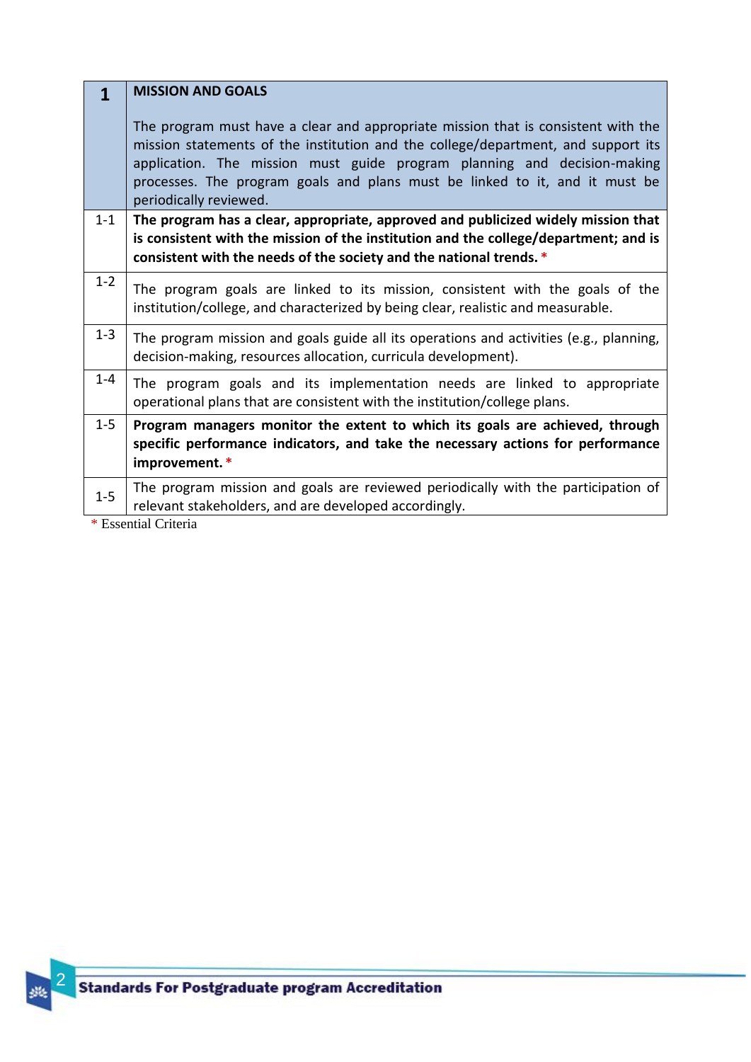| 1 | **MISSION AND GOALS**<br><br>The program must have a clear and appropriate mission that is consistent with the mission statements of the institution and the college/department, and support its application. The mission must guide program planning and decision-making processes. The program goals and plans must be linked to it, and it must be periodically reviewed. |
|---|---|
| 1-1 | **The program has a clear, appropriate, approved and publicized widely mission that is consistent with the mission of the institution and the college/department; and is consistent with the needs of the society and the national trends.** * |
| 1-2 | The program goals are linked to its mission, consistent with the goals of the institution/college, and characterized by being clear, realistic and measurable. |
| 1-3 | The program mission and goals guide all its operations and activities (e.g., planning, decision-making, resources allocation, curricula development). |
| 1-4 | The program goals and its implementation needs are linked to appropriate operational plans that are consistent with the institution/college plans. |
| 1-5 | **Program managers monitor the extent to which its goals are achieved, through specific performance indicators, and take the necessary actions for performance improvement.** * |
| 1-5 | The program mission and goals are reviewed periodically with the participation of relevant stakeholders, and are developed accordingly. |

* Essential Criteria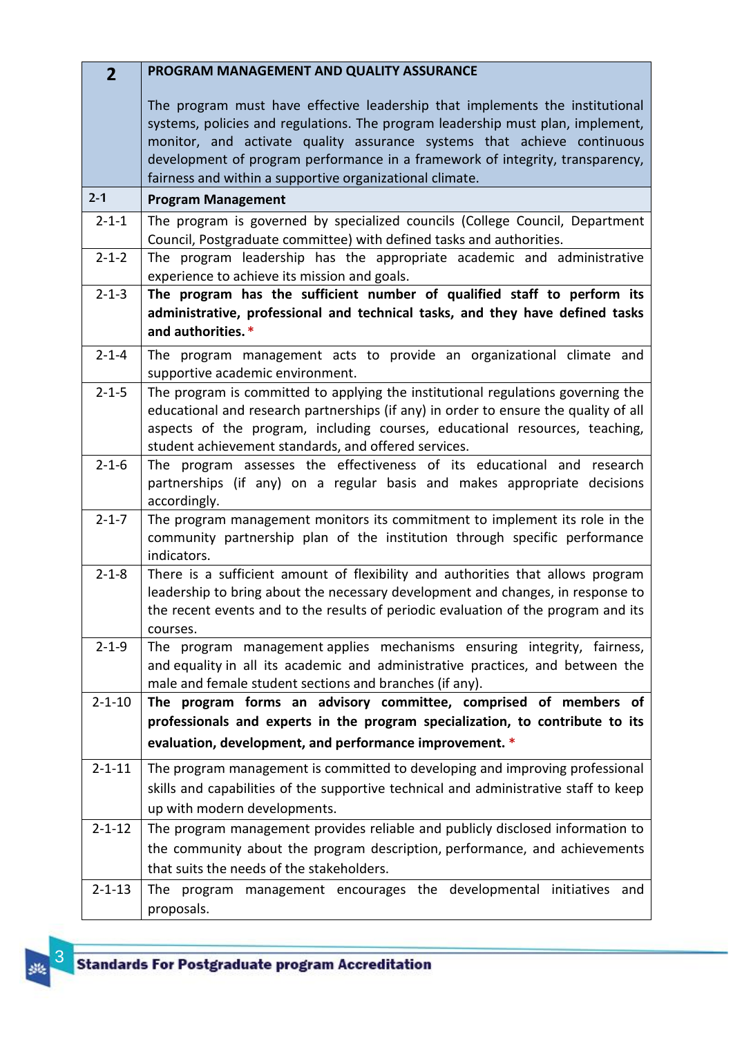| 2 | **PROGRAM MANAGEMENT AND QUALITY ASSURANCE**<br><br>The program must have effective leadership that implements the institutional systems, policies and regulations. The program leadership must plan, implement, monitor, and activate quality assurance systems that achieve continuous development of program performance in a framework of integrity, transparency, fairness and within a supportive organizational climate. |
|---|---|
| **2-1** | **Program Management** |
| 2-1-1 | The program is governed by specialized councils (College Council, Department Council, Postgraduate committee) with defined tasks and authorities. |
| 2-1-2 | The program leadership has the appropriate academic and administrative experience to achieve its mission and goals. |
| 2-1-3 | **The program has the sufficient number of qualified staff to perform its administrative, professional and technical tasks, and they have defined tasks and authorities.** * |
| 2-1-4 | The program management acts to provide an organizational climate and supportive academic environment. |
| 2-1-5 | The program is committed to applying the institutional regulations governing the educational and research partnerships (if any) in order to ensure the quality of all aspects of the program, including courses, educational resources, teaching, student achievement standards, and offered services. |
| 2-1-6 | The program assesses the effectiveness of its educational and research partnerships (if any) on a regular basis and makes appropriate decisions accordingly. |
| 2-1-7 | The program management monitors its commitment to implement its role in the community partnership plan of the institution through specific performance indicators. |
| 2-1-8 | There is a sufficient amount of flexibility and authorities that allows program leadership to bring about the necessary development and changes, in response to the recent events and to the results of periodic evaluation of the program and its courses. |
| 2-1-9 | The program management applies mechanisms ensuring integrity, fairness, and equality in all its academic and administrative practices, and between the male and female student sections and branches (if any). |
| 2-1-10 | **The program forms an advisory committee, comprised of members of professionals and experts in the program specialization, to contribute to its evaluation, development, and performance improvement.** * |
| 2-1-11 | The program management is committed to developing and improving professional skills and capabilities of the supportive technical and administrative staff to keep up with modern developments. |
| 2-1-12 | The program management provides reliable and publicly disclosed information to the community about the program description, performance, and achievements that suits the needs of the stakeholders. |
| 2-1-13 | The program management encourages the developmental initiatives and proposals. |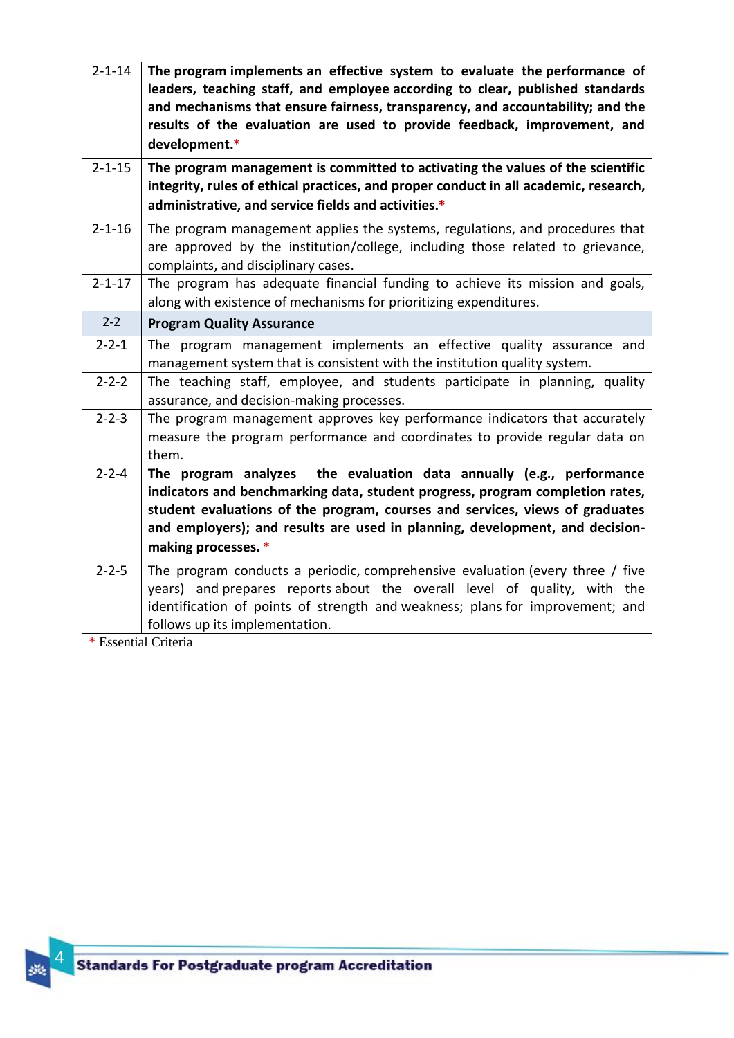| | |
|---|---|
| 2-1-14 | **The program implements an effective system to evaluate the performance of leaders, teaching staff, and employee according to clear, published standards and mechanisms that ensure fairness, transparency, and accountability; and the results of the evaluation are used to provide feedback, improvement, and development.*** |
| 2-1-15 | **The program management is committed to activating the values of the scientific integrity, rules of ethical practices, and proper conduct in all academic, research, administrative, and service fields and activities.*** |
| 2-1-16 | The program management applies the systems, regulations, and procedures that are approved by the institution/college, including those related to grievance, complaints, and disciplinary cases. |
| 2-1-17 | The program has adequate financial funding to achieve its mission and goals, along with existence of mechanisms for prioritizing expenditures. |
| **2-2** | **Program Quality Assurance** |
| 2-2-1 | The program management implements an effective quality assurance and management system that is consistent with the institution quality system. |
| 2-2-2 | The teaching staff, employee, and students participate in planning, quality assurance, and decision-making processes. |
| 2-2-3 | The program management approves key performance indicators that accurately measure the program performance and coordinates to provide regular data on them. |
| 2-2-4 | **The program analyzes the evaluation data annually (e.g., performance indicators and benchmarking data, student progress, program completion rates, student evaluations of the program, courses and services, views of graduates and employers); and results are used in planning, development, and decision-making processes. *** |
| 2-2-5 | The program conducts a periodic, comprehensive evaluation (every three / five years) and prepares reports about the overall level of quality, with the identification of points of strength and weakness; plans for improvement; and follows up its implementation. |

* Essential Criteria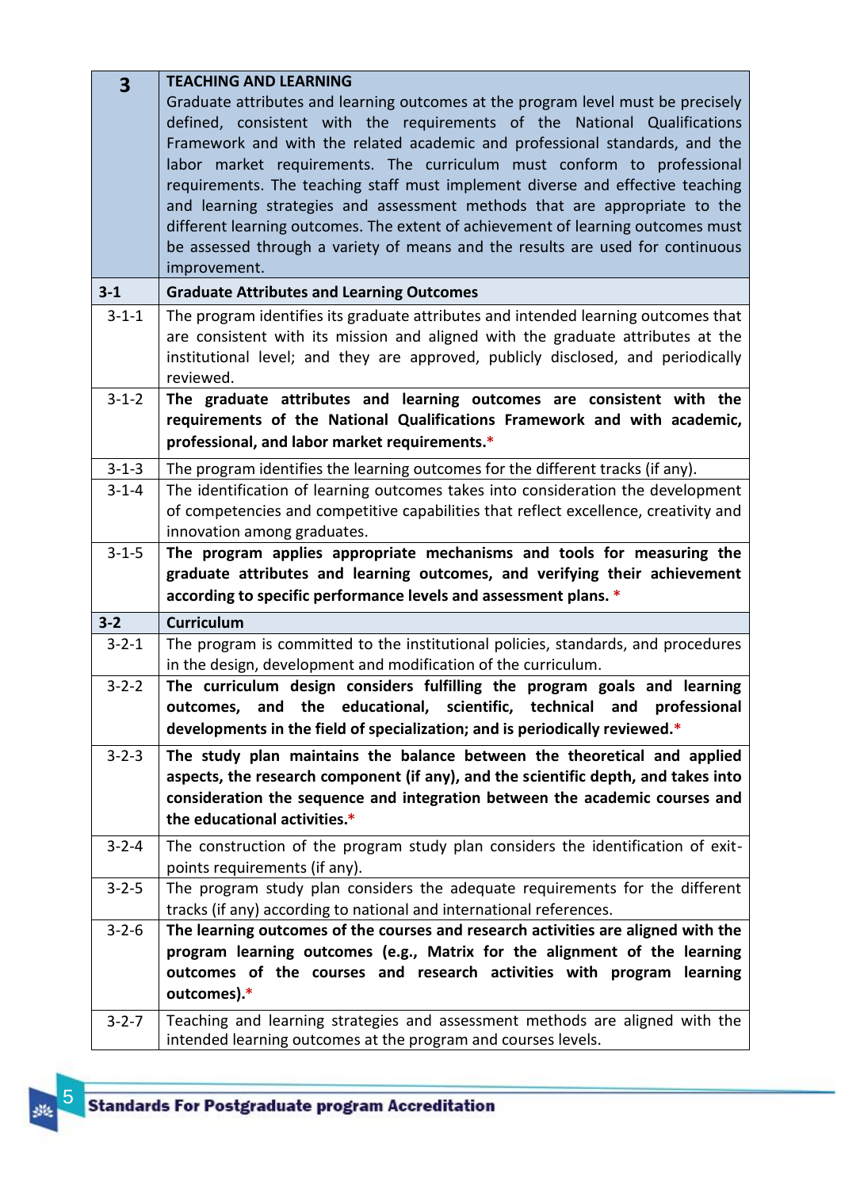| 3 | **TEACHING AND LEARNING**<br>Graduate attributes and learning outcomes at the program level must be precisely defined, consistent with the requirements of the National Qualifications Framework and with the related academic and professional standards, and the labor market requirements. The curriculum must conform to professional requirements. The teaching staff must implement diverse and effective teaching and learning strategies and assessment methods that are appropriate to the different learning outcomes. The extent of achievement of learning outcomes must be assessed through a variety of means and the results are used for continuous improvement. |
|---|---|
| **3-1** | **Graduate Attributes and Learning Outcomes** |
| 3-1-1 | The program identifies its graduate attributes and intended learning outcomes that are consistent with its mission and aligned with the graduate attributes at the institutional level; and they are approved, publicly disclosed, and periodically reviewed. |
| 3-1-2 | **The graduate attributes and learning outcomes are consistent with the requirements of the National Qualifications Framework and with academic, professional, and labor market requirements.*** |
| 3-1-3 | The program identifies the learning outcomes for the different tracks (if any). |
| 3-1-4 | The identification of learning outcomes takes into consideration the development of competencies and competitive capabilities that reflect excellence, creativity and innovation among graduates. |
| 3-1-5 | **The program applies appropriate mechanisms and tools for measuring the graduate attributes and learning outcomes, and verifying their achievement according to specific performance levels and assessment plans. *** |
| **3-2** | **Curriculum** |
| 3-2-1 | The program is committed to the institutional policies, standards, and procedures in the design, development and modification of the curriculum. |
| 3-2-2 | **The curriculum design considers fulfilling the program goals and learning outcomes, and the educational, scientific, technical and professional developments in the field of specialization; and is periodically reviewed.*** |
| 3-2-3 | **The study plan maintains the balance between the theoretical and applied aspects, the research component (if any), and the scientific depth, and takes into consideration the sequence and integration between the academic courses and the educational activities.*** |
| 3-2-4 | The construction of the program study plan considers the identification of exit-points requirements (if any). |
| 3-2-5 | The program study plan considers the adequate requirements for the different tracks (if any) according to national and international references. |
| 3-2-6 | **The learning outcomes of the courses and research activities are aligned with the program learning outcomes (e.g., Matrix for the alignment of the learning outcomes of the courses and research activities with program learning outcomes).*** |
| 3-2-7 | Teaching and learning strategies and assessment methods are aligned with the intended learning outcomes at the program and courses levels. |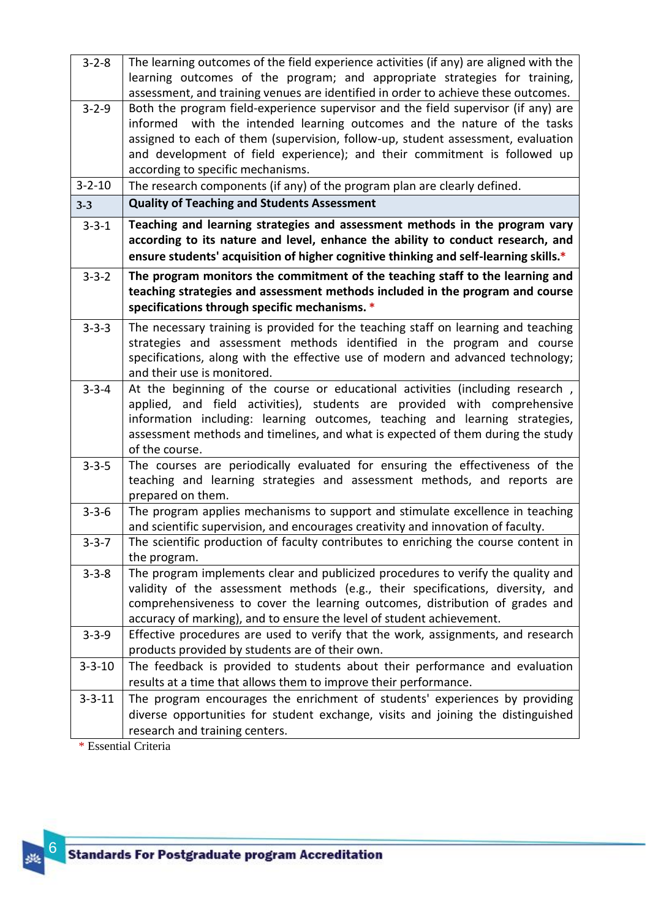| | |
|---|---|
| 3-2-8 | The learning outcomes of the field experience activities (if any) are aligned with the learning outcomes of the program; and appropriate strategies for training, assessment, and training venues are identified in order to achieve these outcomes. |
| 3-2-9 | Both the program field-experience supervisor and the field supervisor (if any) are informed with the intended learning outcomes and the nature of the tasks assigned to each of them (supervision, follow-up, student assessment, evaluation and development of field experience); and their commitment is followed up according to specific mechanisms. |
| 3-2-10 | The research components (if any) of the program plan are clearly defined. |
| **3-3** | **Quality of Teaching and Students Assessment** |
| 3-3-1 | **Teaching and learning strategies and assessment methods in the program vary according to its nature and level, enhance the ability to conduct research, and ensure students' acquisition of higher cognitive thinking and self-learning skills.*** |
| 3-3-2 | **The program monitors the commitment of the teaching staff to the learning and teaching strategies and assessment methods included in the program and course specifications through specific mechanisms. *** |
| 3-3-3 | The necessary training is provided for the teaching staff on learning and teaching strategies and assessment methods identified in the program and course specifications, along with the effective use of modern and advanced technology; and their use is monitored. |
| 3-3-4 | At the beginning of the course or educational activities (including research , applied, and field activities), students are provided with comprehensive information including: learning outcomes, teaching and learning strategies, assessment methods and timelines, and what is expected of them during the study of the course. |
| 3-3-5 | The courses are periodically evaluated for ensuring the effectiveness of the teaching and learning strategies and assessment methods, and reports are prepared on them. |
| 3-3-6 | The program applies mechanisms to support and stimulate excellence in teaching and scientific supervision, and encourages creativity and innovation of faculty. |
| 3-3-7 | The scientific production of faculty contributes to enriching the course content in the program. |
| 3-3-8 | The program implements clear and publicized procedures to verify the quality and validity of the assessment methods (e.g., their specifications, diversity, and comprehensiveness to cover the learning outcomes, distribution of grades and accuracy of marking), and to ensure the level of student achievement. |
| 3-3-9 | Effective procedures are used to verify that the work, assignments, and research products provided by students are of their own. |
| 3-3-10 | The feedback is provided to students about their performance and evaluation results at a time that allows them to improve their performance. |
| 3-3-11 | The program encourages the enrichment of students' experiences by providing diverse opportunities for student exchange, visits and joining the distinguished research and training centers. |

* Essential Criteria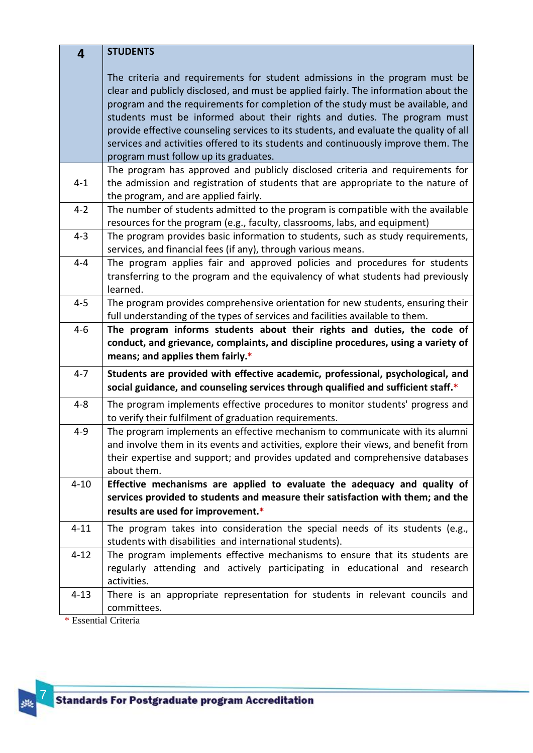| 4 | **STUDENTS**<br><br>The criteria and requirements for student admissions in the program must be clear and publicly disclosed, and must be applied fairly. The information about the program and the requirements for completion of the study must be available, and students must be informed about their rights and duties. The program must provide effective counseling services to its students, and evaluate the quality of all services and activities offered to its students and continuously improve them. The program must follow up its graduates. |
|---|---|
| 4-1 | The program has approved and publicly disclosed criteria and requirements for the admission and registration of students that are appropriate to the nature of the program, and are applied fairly. |
| 4-2 | The number of students admitted to the program is compatible with the available resources for the program (e.g., faculty, classrooms, labs, and equipment) |
| 4-3 | The program provides basic information to students, such as study requirements, services, and financial fees (if any), through various means. |
| 4-4 | The program applies fair and approved policies and procedures for students transferring to the program and the equivalency of what students had previously learned. |
| 4-5 | The program provides comprehensive orientation for new students, ensuring their full understanding of the types of services and facilities available to them. |
| 4-6 | **The program informs students about their rights and duties, the code of conduct, and grievance, complaints, and discipline procedures, using a variety of means; and applies them fairly.*** |
| 4-7 | **Students are provided with effective academic, professional, psychological, and social guidance, and counseling services through qualified and sufficient staff.*** |
| 4-8 | The program implements effective procedures to monitor students' progress and to verify their fulfilment of graduation requirements. |
| 4-9 | The program implements an effective mechanism to communicate with its alumni and involve them in its events and activities, explore their views, and benefit from their expertise and support; and provides updated and comprehensive databases about them. |
| 4-10 | **Effective mechanisms are applied to evaluate the adequacy and quality of services provided to students and measure their satisfaction with them; and the results are used for improvement.*** |
| 4-11 | The program takes into consideration the special needs of its students (e.g., students with disabilities and international students). |
| 4-12 | The program implements effective mechanisms to ensure that its students are regularly attending and actively participating in educational and research activities. |
| 4-13 | There is an appropriate representation for students in relevant councils and committees. |

* Essential Criteria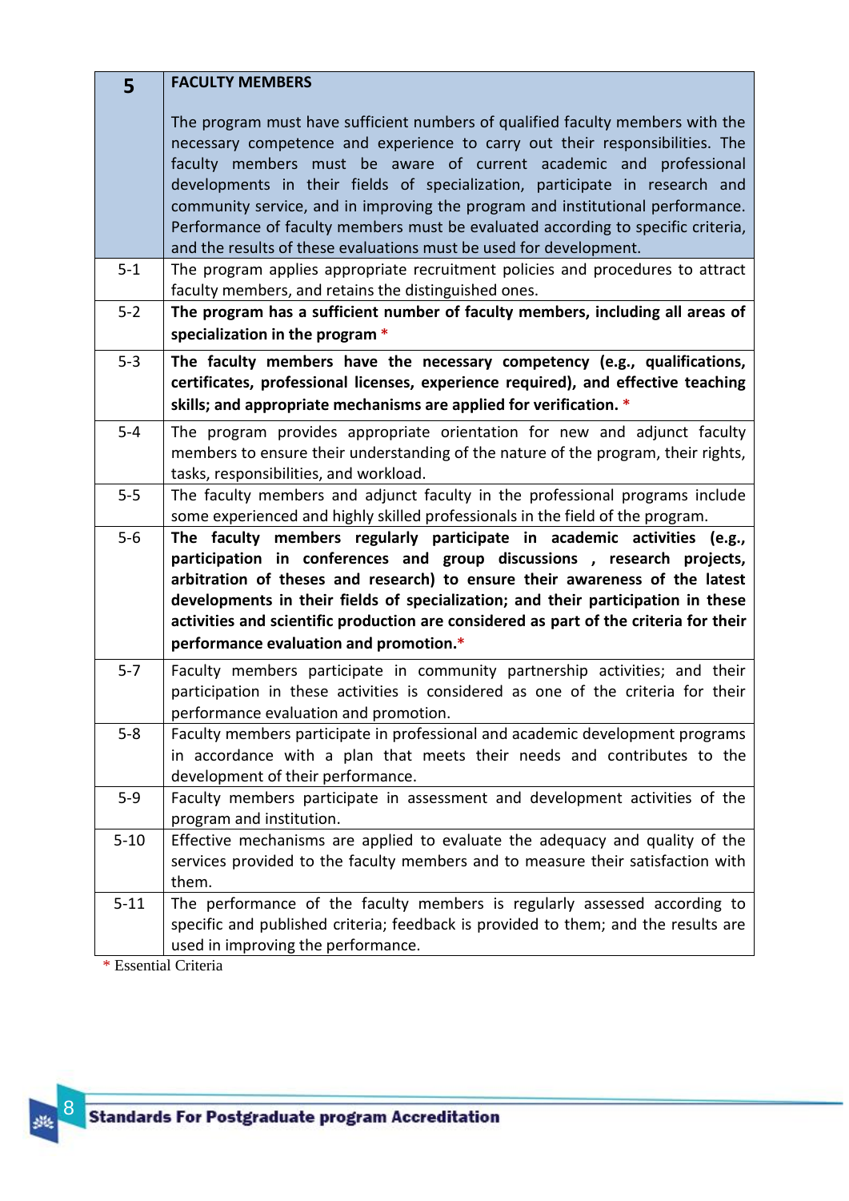| 5 | **FACULTY MEMBERS**<br><br>The program must have sufficient numbers of qualified faculty members with the necessary competence and experience to carry out their responsibilities. The faculty members must be aware of current academic and professional developments in their fields of specialization, participate in research and community service, and in improving the program and institutional performance. Performance of faculty members must be evaluated according to specific criteria, and the results of these evaluations must be used for development. |
|---|---|
| 5-1 | The program applies appropriate recruitment policies and procedures to attract faculty members, and retains the distinguished ones. |
| 5-2 | **The program has a sufficient number of faculty members, including all areas of specialization in the program** * |
| 5-3 | **The faculty members have the necessary competency (e.g., qualifications, certificates, professional licenses, experience required), and effective teaching skills; and appropriate mechanisms are applied for verification.** * |
| 5-4 | The program provides appropriate orientation for new and adjunct faculty members to ensure their understanding of the nature of the program, their rights, tasks, responsibilities, and workload. |
| 5-5 | The faculty members and adjunct faculty in the professional programs include some experienced and highly skilled professionals in the field of the program. |
| 5-6 | **The faculty members regularly participate in academic activities (e.g., participation in conferences and group discussions , research projects, arbitration of theses and research) to ensure their awareness of the latest developments in their fields of specialization; and their participation in these activities and scientific production are considered as part of the criteria for their performance evaluation and promotion.** * |
| 5-7 | Faculty members participate in community partnership activities; and their participation in these activities is considered as one of the criteria for their performance evaluation and promotion. |
| 5-8 | Faculty members participate in professional and academic development programs in accordance with a plan that meets their needs and contributes to the development of their performance. |
| 5-9 | Faculty members participate in assessment and development activities of the program and institution. |
| 5-10 | Effective mechanisms are applied to evaluate the adequacy and quality of the services provided to the faculty members and to measure their satisfaction with them. |
| 5-11 | The performance of the faculty members is regularly assessed according to specific and published criteria; feedback is provided to them; and the results are used in improving the performance. |

* Essential Criteria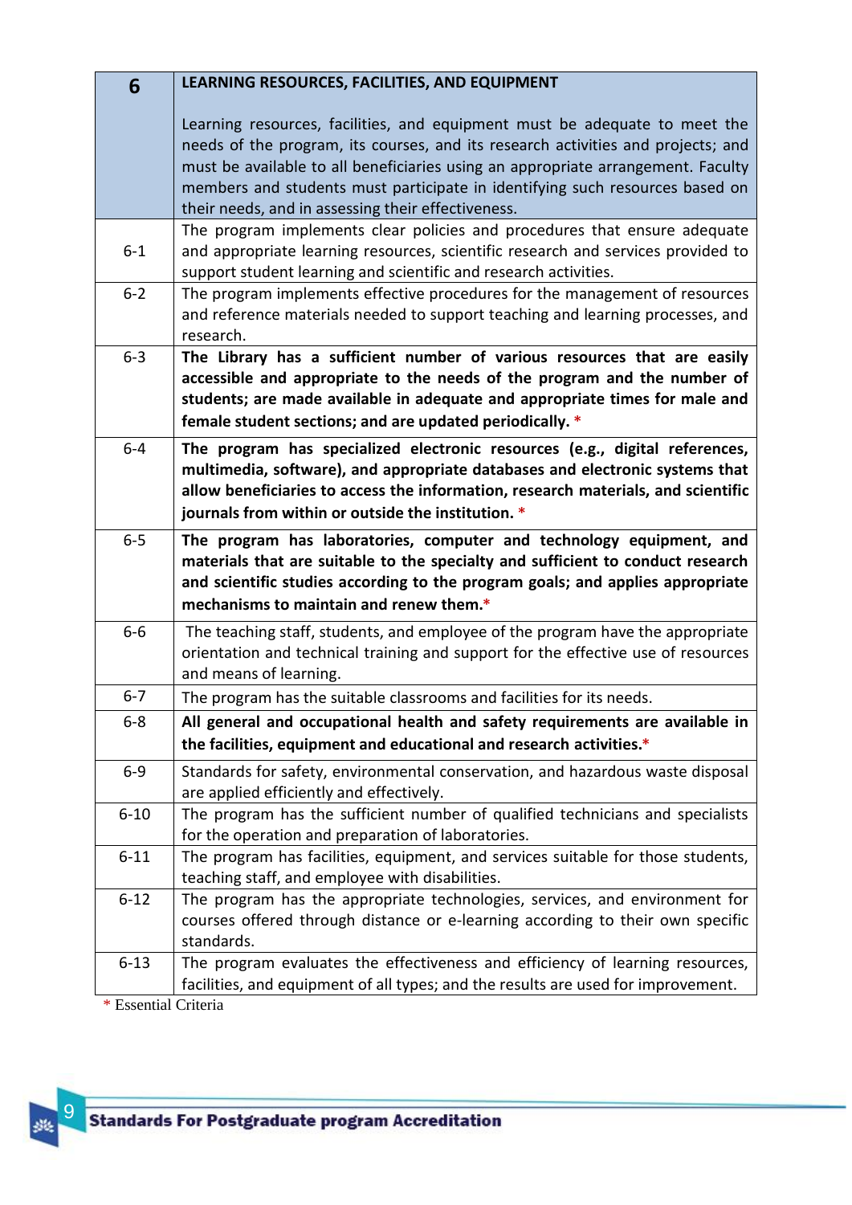| 6 | **LEARNING RESOURCES, FACILITIES, AND EQUIPMENT**<br><br>Learning resources, facilities, and equipment must be adequate to meet the needs of the program, its courses, and its research activities and projects; and must be available to all beneficiaries using an appropriate arrangement. Faculty members and students must participate in identifying such resources based on their needs, and in assessing their effectiveness. |
|---|---|
| 6-1 | The program implements clear policies and procedures that ensure adequate and appropriate learning resources, scientific research and services provided to support student learning and scientific and research activities. |
| 6-2 | The program implements effective procedures for the management of resources and reference materials needed to support teaching and learning processes, and research. |
| 6-3 | **The Library has a sufficient number of various resources that are easily accessible and appropriate to the needs of the program and the number of students; are made available in adequate and appropriate times for male and female student sections; and are updated periodically.** * |
| 6-4 | **The program has specialized electronic resources (e.g., digital references, multimedia, software), and appropriate databases and electronic systems that allow beneficiaries to access the information, research materials, and scientific journals from within or outside the institution.** * |
| 6-5 | **The program has laboratories, computer and technology equipment, and materials that are suitable to the specialty and sufficient to conduct research and scientific studies according to the program goals; and applies appropriate mechanisms to maintain and renew them.*** |
| 6-6 | The teaching staff, students, and employee of the program have the appropriate orientation and technical training and support for the effective use of resources and means of learning. |
| 6-7 | The program has the suitable classrooms and facilities for its needs. |
| 6-8 | **All general and occupational health and safety requirements are available in the facilities, equipment and educational and research activities.*** |
| 6-9 | Standards for safety, environmental conservation, and hazardous waste disposal are applied efficiently and effectively. |
| 6-10 | The program has the sufficient number of qualified technicians and specialists for the operation and preparation of laboratories. |
| 6-11 | The program has facilities, equipment, and services suitable for those students, teaching staff, and employee with disabilities. |
| 6-12 | The program has the appropriate technologies, services, and environment for courses offered through distance or e-learning according to their own specific standards. |
| 6-13 | The program evaluates the effectiveness and efficiency of learning resources, facilities, and equipment of all types; and the results are used for improvement. |

* Essential Criteria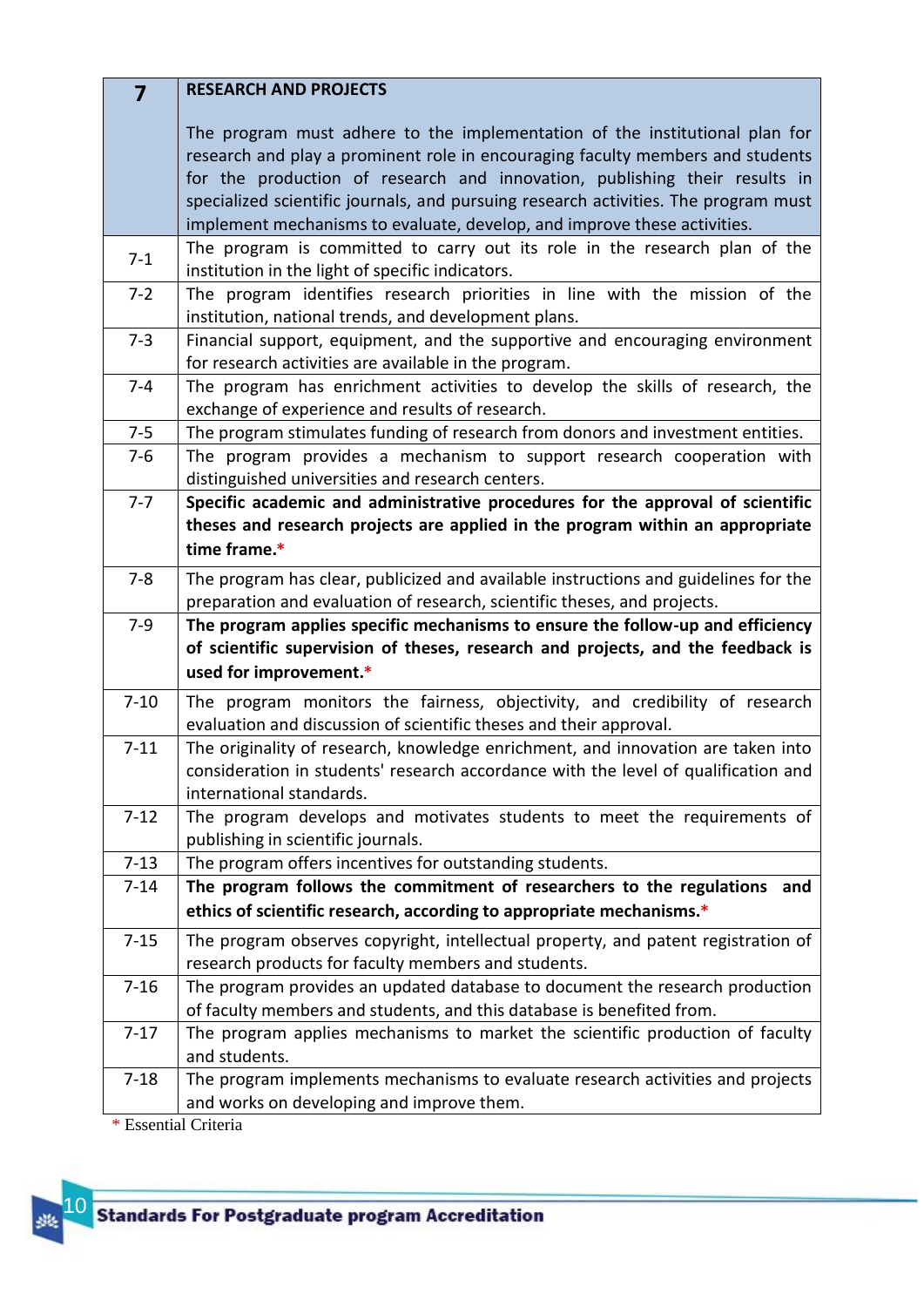| 7 | RESEARCH AND PROJECTS<br><br>The program must adhere to the implementation of the institutional plan for research and play a prominent role in encouraging faculty members and students for the production of research and innovation, publishing their results in specialized scientific journals, and pursuing research activities. The program must implement mechanisms to evaluate, develop, and improve these activities. |
|---|---|
| 7-1 | The program is committed to carry out its role in the research plan of the institution in the light of specific indicators. |
| 7-2 | The program identifies research priorities in line with the mission of the institution, national trends, and development plans. |
| 7-3 | Financial support, equipment, and the supportive and encouraging environment for research activities are available in the program. |
| 7-4 | The program has enrichment activities to develop the skills of research, the exchange of experience and results of research. |
| 7-5 | The program stimulates funding of research from donors and investment entities. |
| 7-6 | The program provides a mechanism to support research cooperation with distinguished universities and research centers. |
| 7-7 | **Specific academic and administrative procedures for the approval of scientific theses and research projects are applied in the program within an appropriate time frame.*** |
| 7-8 | The program has clear, publicized and available instructions and guidelines for the preparation and evaluation of research, scientific theses, and projects. |
| 7-9 | **The program applies specific mechanisms to ensure the follow-up and efficiency of scientific supervision of theses, research and projects, and the feedback is used for improvement.*** |
| 7-10 | The program monitors the fairness, objectivity, and credibility of research evaluation and discussion of scientific theses and their approval. |
| 7-11 | The originality of research, knowledge enrichment, and innovation are taken into consideration in students' research accordance with the level of qualification and international standards. |
| 7-12 | The program develops and motivates students to meet the requirements of publishing in scientific journals. |
| 7-13 | The program offers incentives for outstanding students. |
| 7-14 | **The program follows the commitment of researchers to the regulations and ethics of scientific research, according to appropriate mechanisms.*** |
| 7-15 | The program observes copyright, intellectual property, and patent registration of research products for faculty members and students. |
| 7-16 | The program provides an updated database to document the research production of faculty members and students, and this database is benefited from. |
| 7-17 | The program applies mechanisms to market the scientific production of faculty and students. |
| 7-18 | The program implements mechanisms to evaluate research activities and projects and works on developing and improve them. |

* Essential Criteria